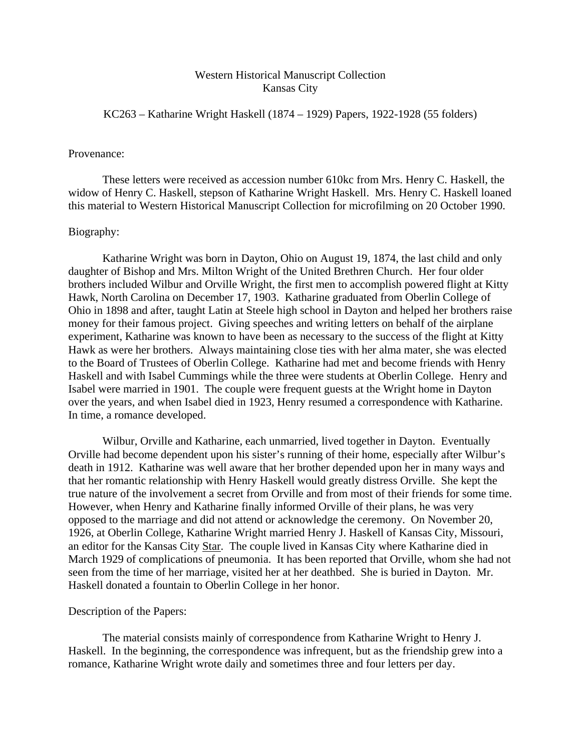Western Historical Manuscript Collection
Kansas City

KC263 – Katharine Wright Haskell (1874 – 1929) Papers, 1922-1928 (55 folders)

Provenance:

These letters were received as accession number 610kc from Mrs. Henry C. Haskell, the widow of Henry C. Haskell, stepson of Katharine Wright Haskell. Mrs. Henry C. Haskell loaned this material to Western Historical Manuscript Collection for microfilming on 20 October 1990.

Biography:

Katharine Wright was born in Dayton, Ohio on August 19, 1874, the last child and only daughter of Bishop and Mrs. Milton Wright of the United Brethren Church. Her four older brothers included Wilbur and Orville Wright, the first men to accomplish powered flight at Kitty Hawk, North Carolina on December 17, 1903. Katharine graduated from Oberlin College of Ohio in 1898 and after, taught Latin at Steele high school in Dayton and helped her brothers raise money for their famous project. Giving speeches and writing letters on behalf of the airplane experiment, Katharine was known to have been as necessary to the success of the flight at Kitty Hawk as were her brothers. Always maintaining close ties with her alma mater, she was elected to the Board of Trustees of Oberlin College. Katharine had met and become friends with Henry Haskell and with Isabel Cummings while the three were students at Oberlin College. Henry and Isabel were married in 1901. The couple were frequent guests at the Wright home in Dayton over the years, and when Isabel died in 1923, Henry resumed a correspondence with Katharine. In time, a romance developed.

Wilbur, Orville and Katharine, each unmarried, lived together in Dayton. Eventually Orville had become dependent upon his sister's running of their home, especially after Wilbur's death in 1912. Katharine was well aware that her brother depended upon her in many ways and that her romantic relationship with Henry Haskell would greatly distress Orville. She kept the true nature of the involvement a secret from Orville and from most of their friends for some time. However, when Henry and Katharine finally informed Orville of their plans, he was very opposed to the marriage and did not attend or acknowledge the ceremony. On November 20, 1926, at Oberlin College, Katharine Wright married Henry J. Haskell of Kansas City, Missouri, an editor for the Kansas City Star. The couple lived in Kansas City where Katharine died in March 1929 of complications of pneumonia. It has been reported that Orville, whom she had not seen from the time of her marriage, visited her at her deathbed. She is buried in Dayton. Mr. Haskell donated a fountain to Oberlin College in her honor.

Description of the Papers:

The material consists mainly of correspondence from Katharine Wright to Henry J. Haskell. In the beginning, the correspondence was infrequent, but as the friendship grew into a romance, Katharine Wright wrote daily and sometimes three and four letters per day.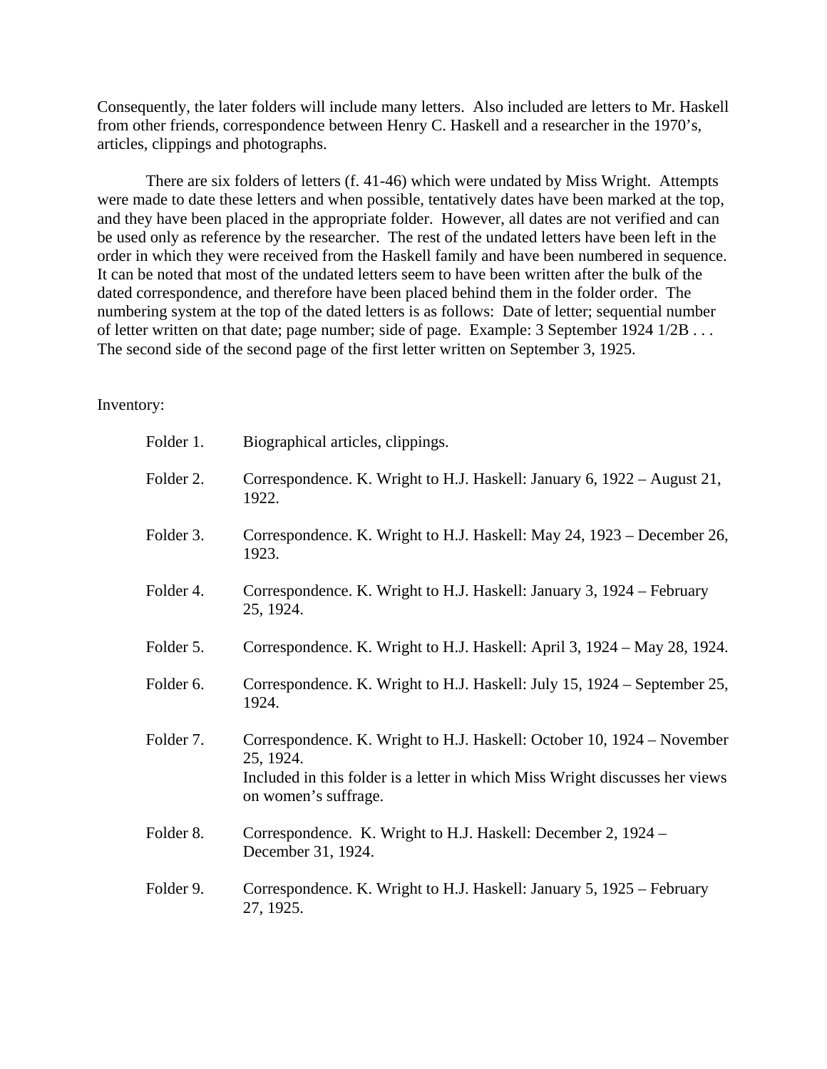Consequently, the later folders will include many letters. Also included are letters to Mr. Haskell from other friends, correspondence between Henry C. Haskell and a researcher in the 1970's, articles, clippings and photographs.

There are six folders of letters (f. 41-46) which were undated by Miss Wright. Attempts were made to date these letters and when possible, tentatively dates have been marked at the top, and they have been placed in the appropriate folder. However, all dates are not verified and can be used only as reference by the researcher. The rest of the undated letters have been left in the order in which they were received from the Haskell family and have been numbered in sequence. It can be noted that most of the undated letters seem to have been written after the bulk of the dated correspondence, and therefore have been placed behind them in the folder order. The numbering system at the top of the dated letters is as follows: Date of letter; sequential number of letter written on that date; page number; side of page. Example: 3 September 1924 1/2B . . . The second side of the second page of the first letter written on September 3, 1925.

Inventory:

Folder 1. Biographical articles, clippings.

Folder 2. Correspondence. K. Wright to H.J. Haskell: January 6, 1922 – August 21, 1922.

Folder 3. Correspondence. K. Wright to H.J. Haskell: May 24, 1923 – December 26, 1923.

Folder 4. Correspondence. K. Wright to H.J. Haskell: January 3, 1924 – February 25, 1924.

Folder 5. Correspondence. K. Wright to H.J. Haskell: April 3, 1924 – May 28, 1924.

Folder 6. Correspondence. K. Wright to H.J. Haskell: July 15, 1924 – September 25, 1924.

Folder 7. Correspondence. K. Wright to H.J. Haskell: October 10, 1924 – November 25, 1924.
Included in this folder is a letter in which Miss Wright discusses her views on women's suffrage.

Folder 8. Correspondence. K. Wright to H.J. Haskell: December 2, 1924 – December 31, 1924.

Folder 9. Correspondence. K. Wright to H.J. Haskell: January 5, 1925 – February 27, 1925.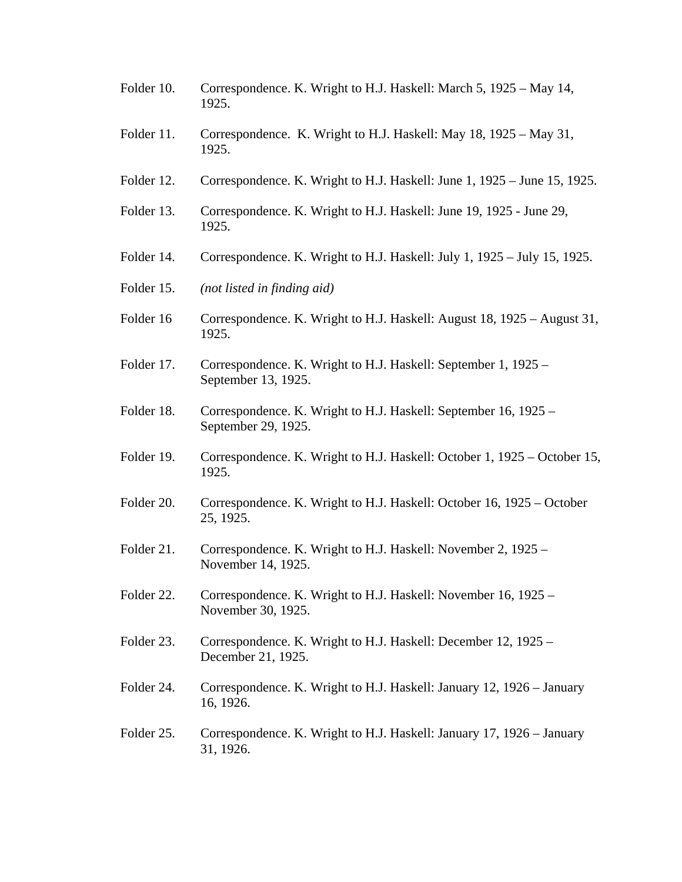Folder 10. Correspondence. K. Wright to H.J. Haskell: March 5, 1925 – May 14, 1925.

Folder 11. Correspondence.  K. Wright to H.J. Haskell: May 18, 1925 – May 31, 1925.

Folder 12. Correspondence. K. Wright to H.J. Haskell: June 1, 1925 – June 15, 1925.

Folder 13. Correspondence. K. Wright to H.J. Haskell: June 19, 1925 - June 29, 1925.

Folder 14. Correspondence. K. Wright to H.J. Haskell: July 1, 1925 – July 15, 1925.

Folder 15. *(not listed in finding aid)*

Folder 16 Correspondence. K. Wright to H.J. Haskell: August 18, 1925 – August 31, 1925.

Folder 17. Correspondence. K. Wright to H.J. Haskell: September 1, 1925 – September 13, 1925.

Folder 18. Correspondence. K. Wright to H.J. Haskell: September 16, 1925 – September 29, 1925.

Folder 19. Correspondence. K. Wright to H.J. Haskell: October 1, 1925 – October 15, 1925.

Folder 20. Correspondence. K. Wright to H.J. Haskell: October 16, 1925 – October 25, 1925.

Folder 21. Correspondence. K. Wright to H.J. Haskell: November 2, 1925 – November 14, 1925.

Folder 22. Correspondence. K. Wright to H.J. Haskell: November 16, 1925 – November 30, 1925.

Folder 23. Correspondence. K. Wright to H.J. Haskell: December 12, 1925 – December 21, 1925.

Folder 24. Correspondence. K. Wright to H.J. Haskell: January 12, 1926 – January 16, 1926.

Folder 25. Correspondence. K. Wright to H.J. Haskell: January 17, 1926 – January 31, 1926.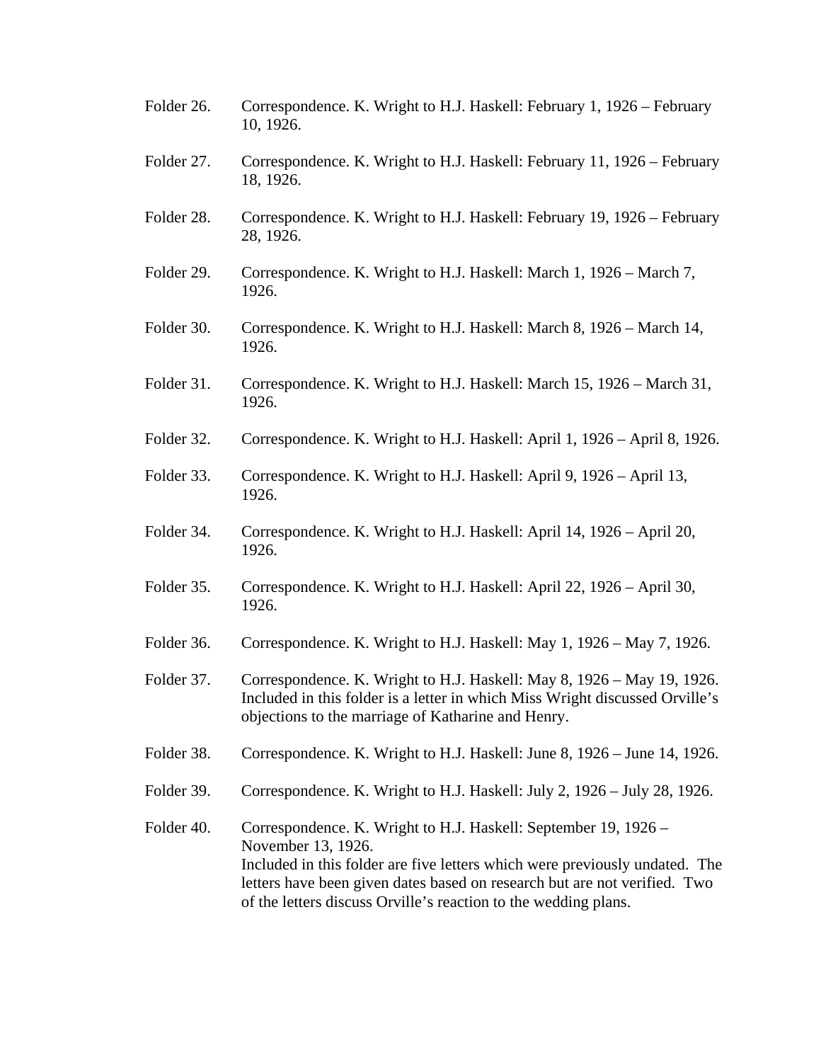Folder 26. Correspondence. K. Wright to H.J. Haskell: February 1, 1926 – February 10, 1926.

Folder 27. Correspondence. K. Wright to H.J. Haskell: February 11, 1926 – February 18, 1926.

Folder 28. Correspondence. K. Wright to H.J. Haskell: February 19, 1926 – February 28, 1926.

Folder 29. Correspondence. K. Wright to H.J. Haskell: March 1, 1926 – March 7, 1926.

Folder 30. Correspondence. K. Wright to H.J. Haskell: March 8, 1926 – March 14, 1926.

Folder 31. Correspondence. K. Wright to H.J. Haskell: March 15, 1926 – March 31, 1926.

Folder 32. Correspondence. K. Wright to H.J. Haskell: April 1, 1926 – April 8, 1926.

Folder 33. Correspondence. K. Wright to H.J. Haskell: April 9, 1926 – April 13, 1926.

Folder 34. Correspondence. K. Wright to H.J. Haskell: April 14, 1926 – April 20, 1926.

Folder 35. Correspondence. K. Wright to H.J. Haskell: April 22, 1926 – April 30, 1926.

Folder 36. Correspondence. K. Wright to H.J. Haskell: May 1, 1926 – May 7, 1926.

Folder 37. Correspondence. K. Wright to H.J. Haskell: May 8, 1926 – May 19, 1926. Included in this folder is a letter in which Miss Wright discussed Orville's objections to the marriage of Katharine and Henry.

Folder 38. Correspondence. K. Wright to H.J. Haskell: June 8, 1926 – June 14, 1926.

Folder 39. Correspondence. K. Wright to H.J. Haskell: July 2, 1926 – July 28, 1926.

Folder 40. Correspondence. K. Wright to H.J. Haskell: September 19, 1926 – November 13, 1926.
Included in this folder are five letters which were previously undated. The letters have been given dates based on research but are not verified. Two of the letters discuss Orville's reaction to the wedding plans.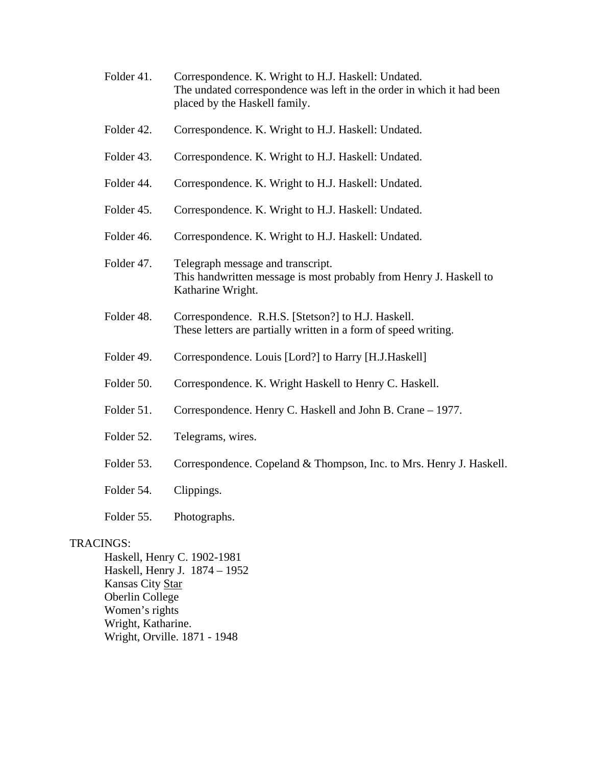Folder 41. Correspondence. K. Wright to H.J. Haskell: Undated.
The undated correspondence was left in the order in which it had been placed by the Haskell family.

Folder 42. Correspondence. K. Wright to H.J. Haskell: Undated.

Folder 43. Correspondence. K. Wright to H.J. Haskell: Undated.

Folder 44. Correspondence. K. Wright to H.J. Haskell: Undated.

Folder 45. Correspondence. K. Wright to H.J. Haskell: Undated.

Folder 46. Correspondence. K. Wright to H.J. Haskell: Undated.

Folder 47. Telegraph message and transcript.
This handwritten message is most probably from Henry J. Haskell to Katharine Wright.

Folder 48. Correspondence. R.H.S. [Stetson?] to H.J. Haskell.
These letters are partially written in a form of speed writing.

Folder 49. Correspondence. Louis [Lord?] to Harry [H.J.Haskell]

Folder 50. Correspondence. K. Wright Haskell to Henry C. Haskell.

Folder 51. Correspondence. Henry C. Haskell and John B. Crane – 1977.

Folder 52. Telegrams, wires.

Folder 53. Correspondence. Copeland & Thompson, Inc. to Mrs. Henry J. Haskell.

Folder 54. Clippings.

Folder 55. Photographs.

TRACINGS:

Haskell, Henry C. 1902-1981
Haskell, Henry J. 1874 – 1952
Kansas City Star
Oberlin College
Women's rights
Wright, Katharine.
Wright, Orville. 1871 - 1948